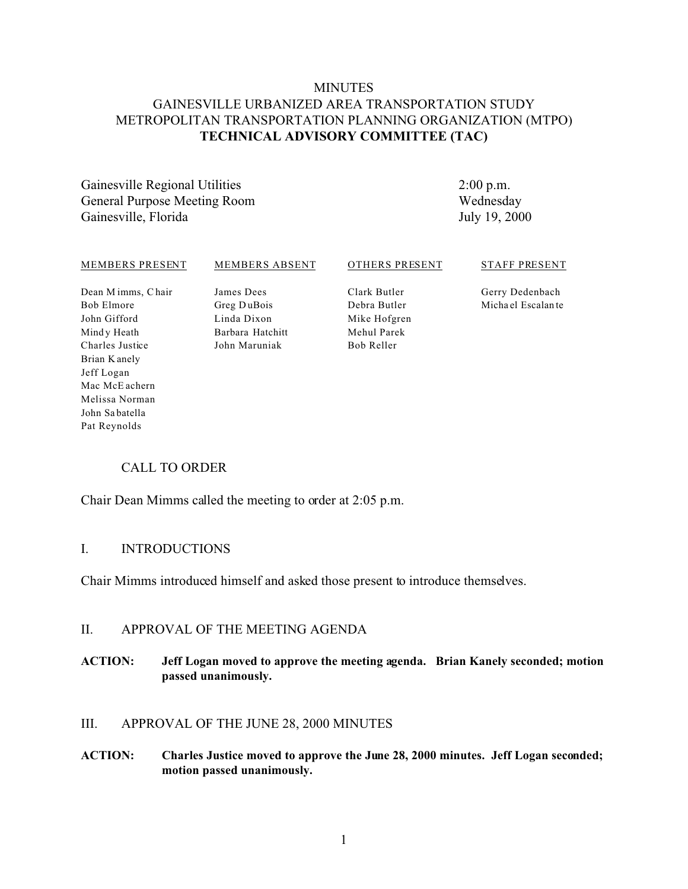# MINUTES
## GAINESVILLE URBANIZED AREA TRANSPORTATION STUDY
## METROPOLITAN TRANSPORTATION PLANNING ORGANIZATION (MTPO)
## **TECHNICAL ADVISORY COMMITTEE (TAC)**

| | |
|---|---|
| Gainesville Regional Utilities | 2:00 p.m. |
| General Purpose Meeting Room | Wednesday |
| Gainesville, Florida | July 19, 2000 |

| MEMBERS PRESENT | MEMBERS ABSENT | OTHERS PRESENT | STAFF PRESENT |
|---|---|---|---|
| Dean Mimms, Chair | James Dees | Clark Butler | Gerry Dedenbach |
| Bob Elmore | Greg DuBois | Debra Butler | Michael Escalante |
| John Gifford | Linda Dixon | Mike Hofgren | |
| Mindy Heath | Barbara Hatchitt | Mehul Parek | |
| Charles Justice | John Maruniak | Bob Reller | |
| Brian Kanely | | | |
| Jeff Logan | | | |
| Mac McEachern | | | |
| Melissa Norman | | | |
| John Sabatella | | | |
| Pat Reynolds | | | |

CALL TO ORDER

Chair Dean Mimms called the meeting to order at 2:05 p.m.

I. INTRODUCTIONS

Chair Mimms introduced himself and asked those present to introduce themselves.

II. APPROVAL OF THE MEETING AGENDA

**ACTION: Jeff Logan moved to approve the meeting agenda. Brian Kanely seconded; motion passed unanimously.**

III. APPROVAL OF THE JUNE 28, 2000 MINUTES

**ACTION: Charles Justice moved to approve the June 28, 2000 minutes. Jeff Logan seconded; motion passed unanimously.**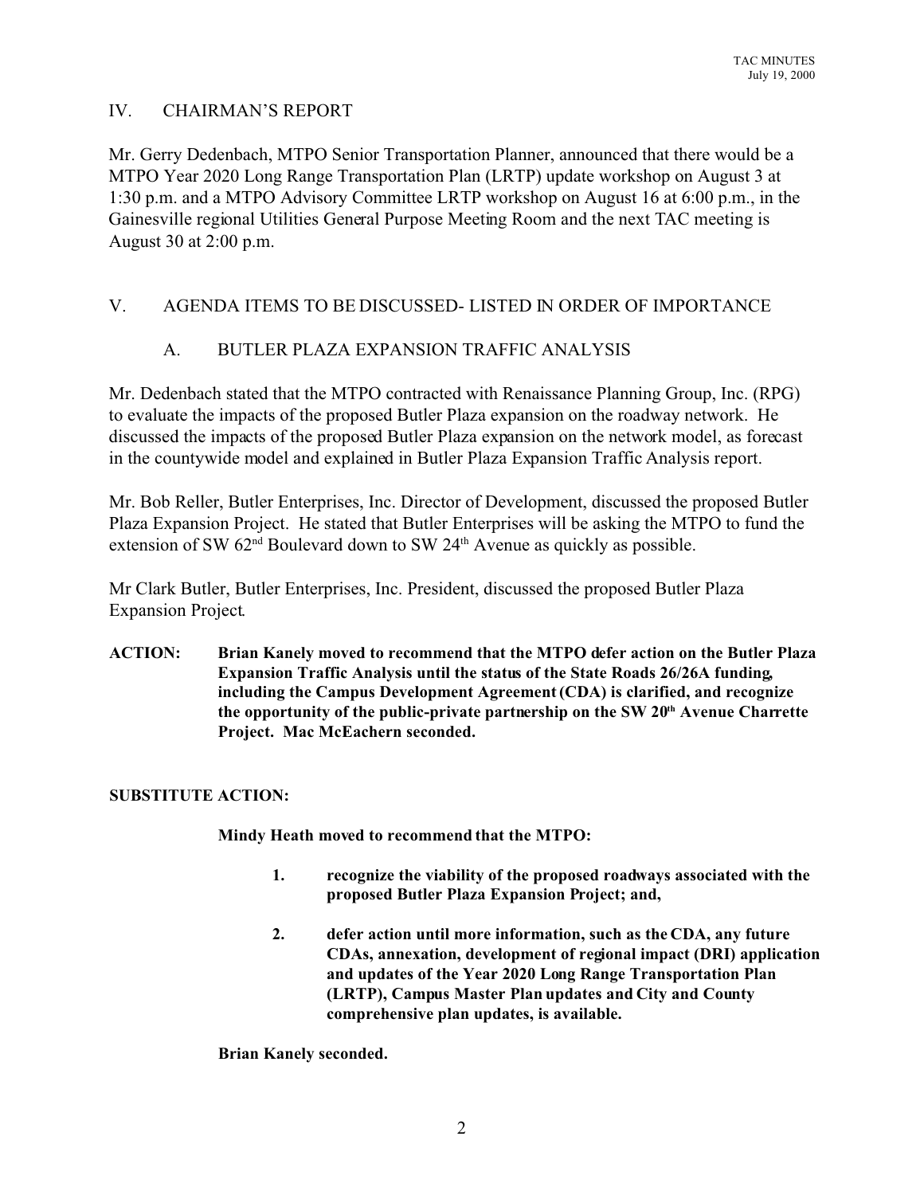## IV. CHAIRMAN'S REPORT

Mr. Gerry Dedenbach, MTPO Senior Transportation Planner, announced that there would be a MTPO Year 2020 Long Range Transportation Plan (LRTP) update workshop on August 3 at 1:30 p.m. and a MTPO Advisory Committee LRTP workshop on August 16 at 6:00 p.m., in the Gainesville regional Utilities General Purpose Meeting Room and the next TAC meeting is August 30 at 2:00 p.m.

## V. AGENDA ITEMS TO BE DISCUSSED- LISTED IN ORDER OF IMPORTANCE

### A. BUTLER PLAZA EXPANSION TRAFFIC ANALYSIS

Mr. Dedenbach stated that the MTPO contracted with Renaissance Planning Group, Inc. (RPG) to evaluate the impacts of the proposed Butler Plaza expansion on the roadway network. He discussed the impacts of the proposed Butler Plaza expansion on the network model, as forecast in the countywide model and explained in Butler Plaza Expansion Traffic Analysis report.

Mr. Bob Reller, Butler Enterprises, Inc. Director of Development, discussed the proposed Butler Plaza Expansion Project. He stated that Butler Enterprises will be asking the MTPO to fund the extension of SW 62nd Boulevard down to SW 24th Avenue as quickly as possible.

Mr Clark Butler, Butler Enterprises, Inc. President, discussed the proposed Butler Plaza Expansion Project.

**ACTION: Brian Kanely moved to recommend that the MTPO defer action on the Butler Plaza Expansion Traffic Analysis until the status of the State Roads 26/26A funding, including the Campus Development Agreement (CDA) is clarified, and recognize the opportunity of the public-private partnership on the SW 20th Avenue Charrette Project. Mac McEachern seconded.**

**SUBSTITUTE ACTION:**

**Mindy Heath moved to recommend that the MTPO:**

1. **recognize the viability of the proposed roadways associated with the proposed Butler Plaza Expansion Project; and,**
2. **defer action until more information, such as the CDA, any future CDAs, annexation, development of regional impact (DRI) application and updates of the Year 2020 Long Range Transportation Plan (LRTP), Campus Master Plan updates and City and County comprehensive plan updates, is available.**

**Brian Kanely seconded.**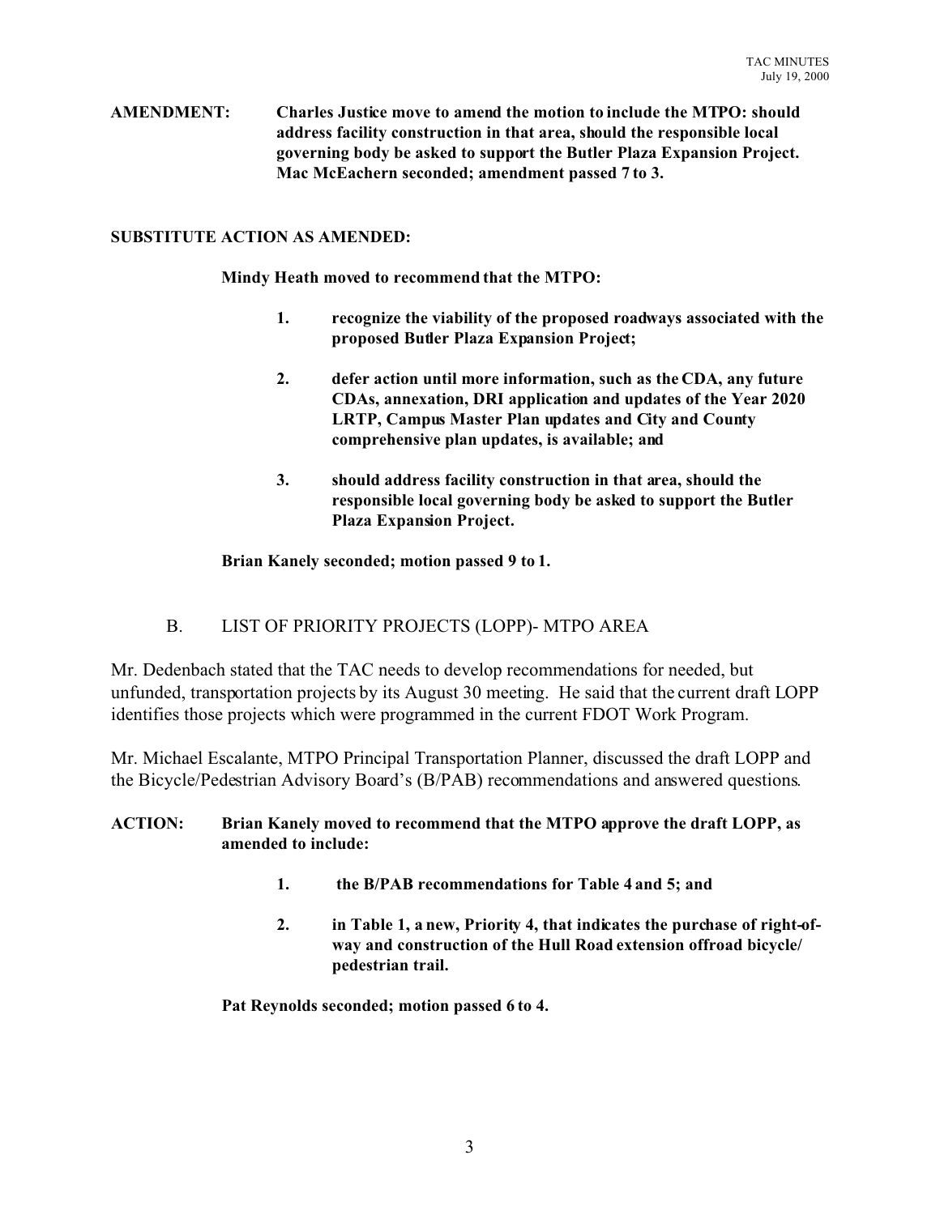**AMENDMENT:** **Charles Justice move to amend the motion to include the MTPO: should address facility construction in that area, should the responsible local governing body be asked to support the Butler Plaza Expansion Project. Mac McEachern seconded; amendment passed 7 to 3.**

**SUBSTITUTE ACTION AS AMENDED:**

**Mindy Heath moved to recommend that the MTPO:**

1. **recognize the viability of the proposed roadways associated with the proposed Butler Plaza Expansion Project;**

2. **defer action until more information, such as the CDA, any future CDAs, annexation, DRI application and updates of the Year 2020 LRTP, Campus Master Plan updates and City and County comprehensive plan updates, is available; and**

3. **should address facility construction in that area, should the responsible local governing body be asked to support the Butler Plaza Expansion Project.**

**Brian Kanely seconded; motion passed 9 to 1.**

B. LIST OF PRIORITY PROJECTS (LOPP)- MTPO AREA

Mr. Dedenbach stated that the TAC needs to develop recommendations for needed, but unfunded, transportation projects by its August 30 meeting. He said that the current draft LOPP identifies those projects which were programmed in the current FDOT Work Program.

Mr. Michael Escalante, MTPO Principal Transportation Planner, discussed the draft LOPP and the Bicycle/Pedestrian Advisory Board's (B/PAB) recommendations and answered questions.

**ACTION:** **Brian Kanely moved to recommend that the MTPO approve the draft LOPP, as amended to include:**

1. **the B/PAB recommendations for Table 4 and 5; and**

2. **in Table 1, a new, Priority 4, that indicates the purchase of right-of-way and construction of the Hull Road extension offroad bicycle/ pedestrian trail.**

**Pat Reynolds seconded; motion passed 6 to 4.**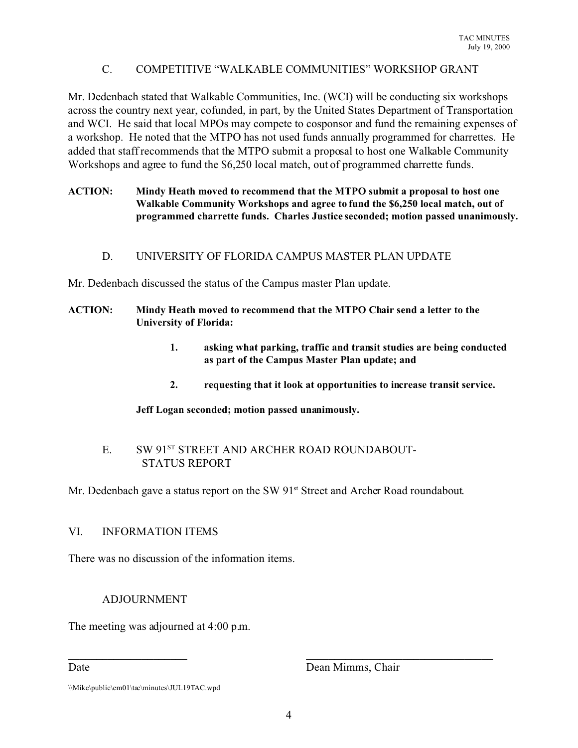### C. COMPETITIVE "WALKABLE COMMUNITIES" WORKSHOP GRANT

Mr. Dedenbach stated that Walkable Communities, Inc. (WCI) will be conducting six workshops across the country next year, cofunded, in part, by the United States Department of Transportation and WCI. He said that local MPOs may compete to cosponsor and fund the remaining expenses of a workshop. He noted that the MTPO has not used funds annually programmed for charrettes. He added that staff recommends that the MTPO submit a proposal to host one Walkable Community Workshops and agree to fund the $6,250 local match, out of programmed charrette funds.

**ACTION: Mindy Heath moved to recommend that the MTPO submit a proposal to host one Walkable Community Workshops and agree to fund the $6,250 local match, out of programmed charrette funds. Charles Justice seconded; motion passed unanimously.**

### D. UNIVERSITY OF FLORIDA CAMPUS MASTER PLAN UPDATE

Mr. Dedenbach discussed the status of the Campus master Plan update.

**ACTION: Mindy Heath moved to recommend that the MTPO Chair send a letter to the University of Florida:**

1. **asking what parking, traffic and transit studies are being conducted as part of the Campus Master Plan update; and**
2. **requesting that it look at opportunities to increase transit service.**

**Jeff Logan seconded; motion passed unanimously.**

### E. SW 91ST STREET AND ARCHER ROAD ROUNDABOUT- STATUS REPORT

Mr. Dedenbach gave a status report on the SW 91st Street and Archer Road roundabout.

## VI. INFORMATION ITEMS

There was no discussion of the information items.

## ADJOURNMENT

The meeting was adjourned at 4:00 p.m.

\_\_\_\_\_\_\_\_\_\_\_\_\_\_\_\_\_\_\_\_\_\_ \_\_\_\_\_\_\_\_\_\_\_\_\_\_\_\_\_\_\_\_\_\_\_\_\_\_\_\_\_\_\_\_\_\_

Date Dean Mimms, Chair

\\Mike\public\em01\tac\minutes\JUL19TAC.wpd